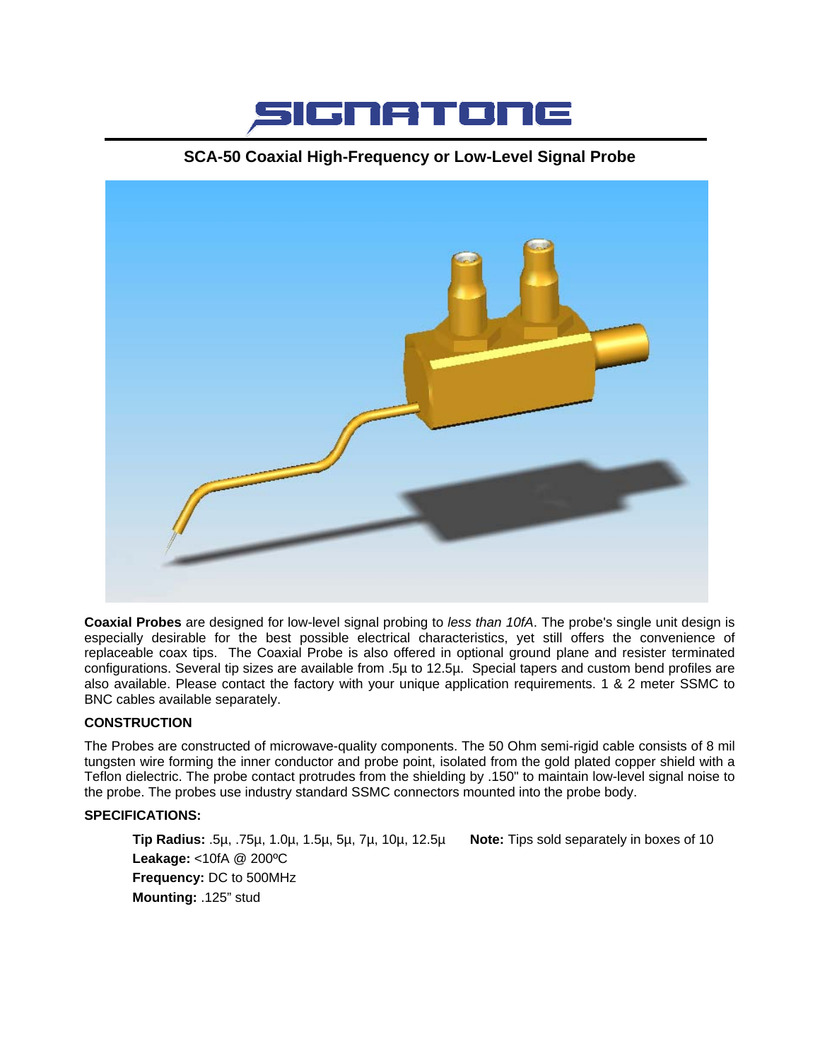# SIGNATONE

## SCA-50 Coaxial High-Frequency or Low-Level Signal Probe

**Coaxial Probes** are designed for low-level signal probing to *less than 10fA*. The probe's single unit design is especially desirable for the best possible electrical characteristics, yet still offers the convenience of replaceable coax tips. The Coaxial Probe is also offered in optional ground plane and resister terminated configurations. Several tip sizes are available from .5µ to 12.5µ. Special tapers and custom bend profiles are also available. Please contact the factory with your unique application requirements. 1 & 2 meter SSMC to BNC cables available separately.

### CONSTRUCTION

The Probes are constructed of microwave-quality components. The 50 Ohm semi-rigid cable consists of 8 mil tungsten wire forming the inner conductor and probe point, isolated from the gold plated copper shield with a Teflon dielectric. The probe contact protrudes from the shielding by .150" to maintain low-level signal noise to the probe. The probes use industry standard SSMC connectors mounted into the probe body.

### SPECIFICATIONS:

**Tip Radius:** .5µ, .75µ, 1.0µ, 1.5µ, 5µ, 7µ, 10µ, 12.5µ **Note:** Tips sold separately in boxes of 10

**Leakage:** <10fA @ 200ºC

**Frequency:** DC to 500MHz

**Mounting:** .125" stud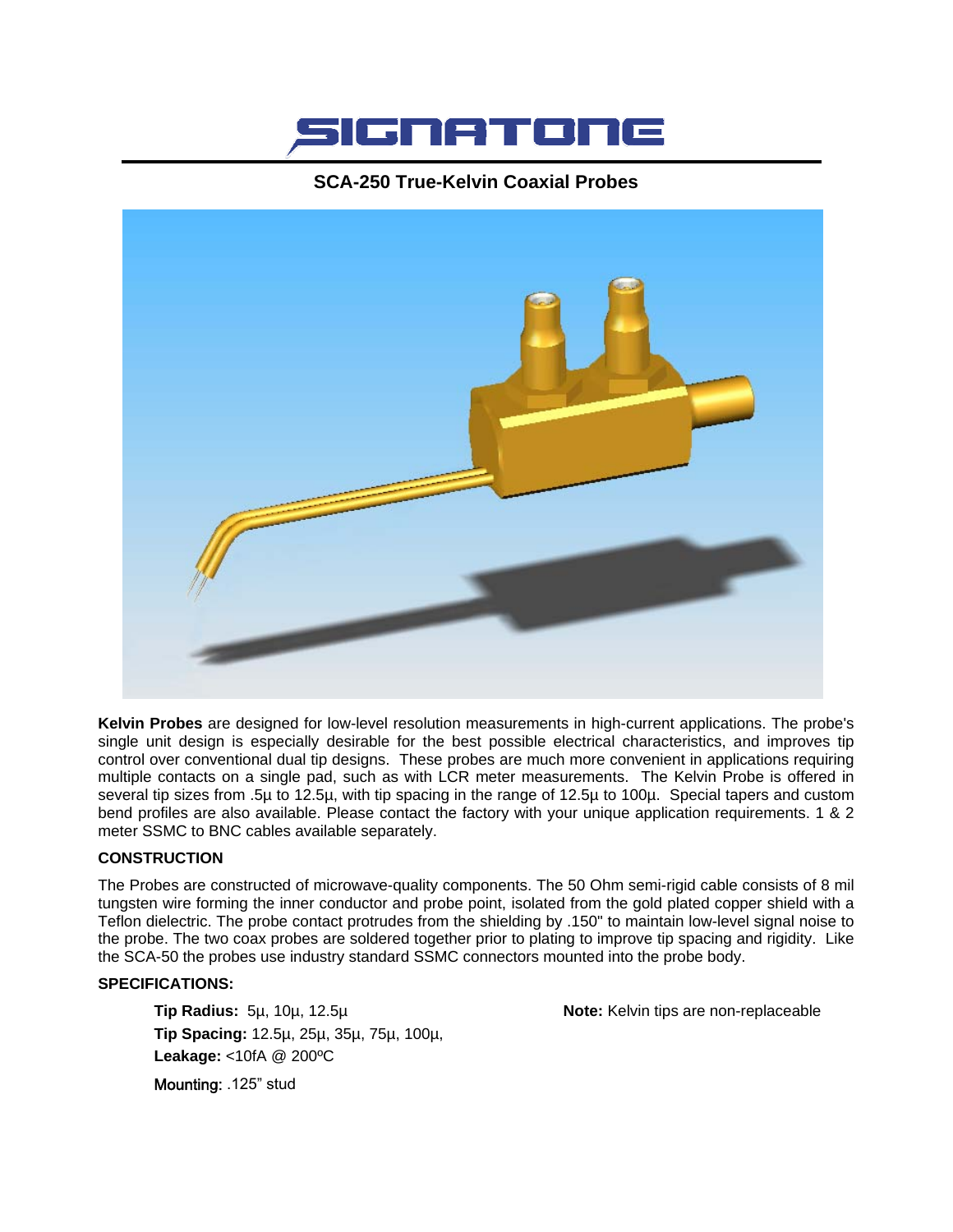# SIGNATONE

## SCA-250 True-Kelvin Coaxial Probes

**Kelvin Probes** are designed for low-level resolution measurements in high-current applications. The probe's single unit design is especially desirable for the best possible electrical characteristics, and improves tip control over conventional dual tip designs. These probes are much more convenient in applications requiring multiple contacts on a single pad, such as with LCR meter measurements. The Kelvin Probe is offered in several tip sizes from .5µ to 12.5µ, with tip spacing in the range of 12.5µ to 100µ. Special tapers and custom bend profiles are also available. Please contact the factory with your unique application requirements. 1 & 2 meter SSMC to BNC cables available separately.

### CONSTRUCTION

The Probes are constructed of microwave-quality components. The 50 Ohm semi-rigid cable consists of 8 mil tungsten wire forming the inner conductor and probe point, isolated from the gold plated copper shield with a Teflon dielectric. The probe contact protrudes from the shielding by .150" to maintain low-level signal noise to the probe. The two coax probes are soldered together prior to plating to improve tip spacing and rigidity. Like the SCA-50 the probes use industry standard SSMC connectors mounted into the probe body.

### SPECIFICATIONS:

**Tip Radius:** 5µ, 10µ, 12.5µ
**Tip Spacing:** 12.5µ, 25µ, 35µ, 75µ, 100µ,
**Leakage:** <10fA @ 200ºC
Mounting: .125" stud

**Note:** Kelvin tips are non-replaceable